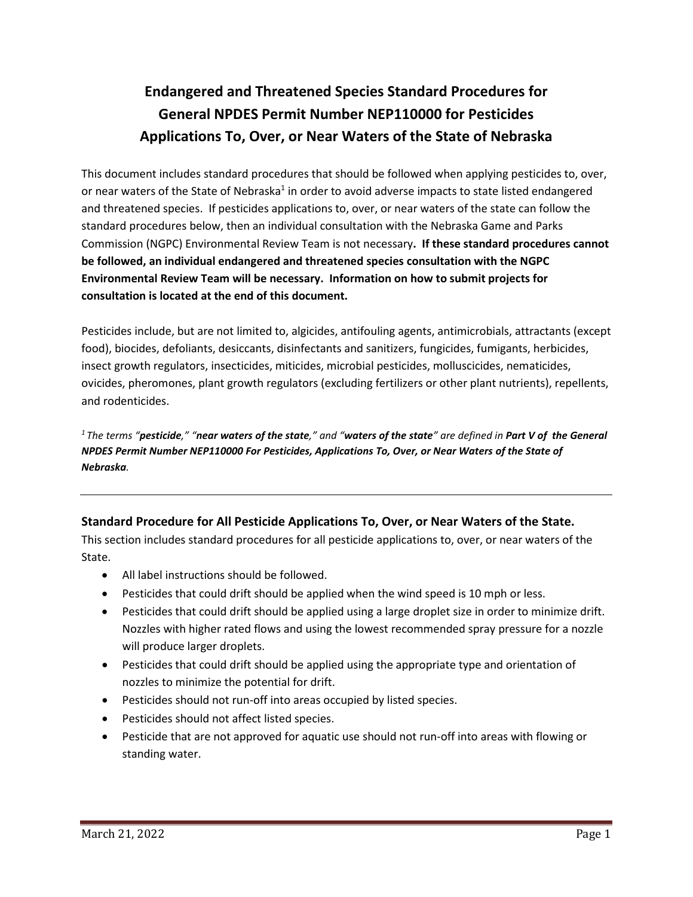# Endangered and Threatened Species Standard Procedures for General NPDES Permit Number NEP110000 for Pesticides Applications To, Over, or Near Waters of the State of Nebraska

This document includes standard procedures that should be followed when applying pesticides to, over, or near waters of the State of Nebraska[1] in order to avoid adverse impacts to state listed endangered and threatened species. If pesticides applications to, over, or near waters of the state can follow the standard procedures below, then an individual consultation with the Nebraska Game and Parks Commission (NGPC) Environmental Review Team is not necessary**. If these standard procedures cannot be followed, an individual endangered and threatened species consultation with the NGPC Environmental Review Team will be necessary. Information on how to submit projects for consultation is located at the end of this document.**

Pesticides include, but are not limited to, algicides, antifouling agents, antimicrobials, attractants (except food), biocides, defoliants, desiccants, disinfectants and sanitizers, fungicides, fumigants, herbicides, insect growth regulators, insecticides, miticides, microbial pesticides, molluscicides, nematicides, ovicides, pheromones, plant growth regulators (excluding fertilizers or other plant nutrients), repellents, and rodenticides.

*[1] The terms "**pesticide**," "**near waters of the state**," and "**waters of the state**" are defined in **Part V of the General NPDES Permit Number NEP110000 For Pesticides, Applications To, Over, or Near Waters of the State of Nebraska**.*

---

### Standard Procedure for All Pesticide Applications To, Over, or Near Waters of the State.

This section includes standard procedures for all pesticide applications to, over, or near waters of the State.

- All label instructions should be followed.
- Pesticides that could drift should be applied when the wind speed is 10 mph or less.
- Pesticides that could drift should be applied using a large droplet size in order to minimize drift. Nozzles with higher rated flows and using the lowest recommended spray pressure for a nozzle will produce larger droplets.
- Pesticides that could drift should be applied using the appropriate type and orientation of nozzles to minimize the potential for drift.
- Pesticides should not run-off into areas occupied by listed species.
- Pesticides should not affect listed species.
- Pesticide that are not approved for aquatic use should not run-off into areas with flowing or standing water.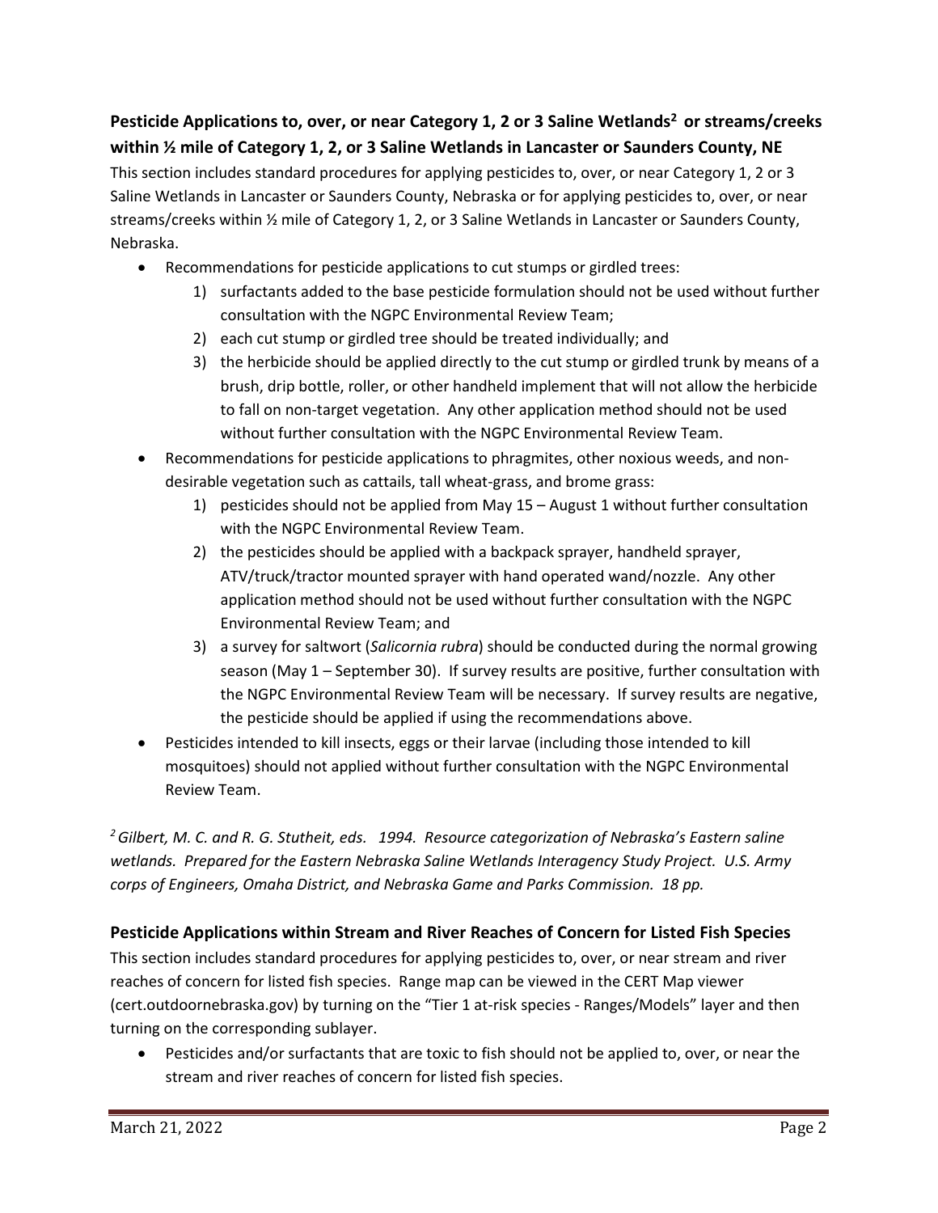## Pesticide Applications to, over, or near Category 1, 2 or 3 Saline Wetlands[2] or streams/creeks within ½ mile of Category 1, 2, or 3 Saline Wetlands in Lancaster or Saunders County, NE

This section includes standard procedures for applying pesticides to, over, or near Category 1, 2 or 3 Saline Wetlands in Lancaster or Saunders County, Nebraska or for applying pesticides to, over, or near streams/creeks within ½ mile of Category 1, 2, or 3 Saline Wetlands in Lancaster or Saunders County, Nebraska.

- Recommendations for pesticide applications to cut stumps or girdled trees:
    1) surfactants added to the base pesticide formulation should not be used without further consultation with the NGPC Environmental Review Team;
    2) each cut stump or girdled tree should be treated individually; and
    3) the herbicide should be applied directly to the cut stump or girdled trunk by means of a brush, drip bottle, roller, or other handheld implement that will not allow the herbicide to fall on non-target vegetation. Any other application method should not be used without further consultation with the NGPC Environmental Review Team.
- Recommendations for pesticide applications to phragmites, other noxious weeds, and non-desirable vegetation such as cattails, tall wheat-grass, and brome grass:
    1) pesticides should not be applied from May 15 – August 1 without further consultation with the NGPC Environmental Review Team.
    2) the pesticides should be applied with a backpack sprayer, handheld sprayer, ATV/truck/tractor mounted sprayer with hand operated wand/nozzle. Any other application method should not be used without further consultation with the NGPC Environmental Review Team; and
    3) a survey for saltwort (*Salicornia rubra*) should be conducted during the normal growing season (May 1 – September 30). If survey results are positive, further consultation with the NGPC Environmental Review Team will be necessary. If survey results are negative, the pesticide should be applied if using the recommendations above.
- Pesticides intended to kill insects, eggs or their larvae (including those intended to kill mosquitoes) should not applied without further consultation with the NGPC Environmental Review Team.

*[2] Gilbert, M. C. and R. G. Stutheit, eds. 1994. Resource categorization of Nebraska's Eastern saline wetlands. Prepared for the Eastern Nebraska Saline Wetlands Interagency Study Project. U.S. Army corps of Engineers, Omaha District, and Nebraska Game and Parks Commission. 18 pp.*

## Pesticide Applications within Stream and River Reaches of Concern for Listed Fish Species

This section includes standard procedures for applying pesticides to, over, or near stream and river reaches of concern for listed fish species. Range map can be viewed in the CERT Map viewer (cert.outdoornebraska.gov) by turning on the "Tier 1 at-risk species - Ranges/Models" layer and then turning on the corresponding sublayer.

- Pesticides and/or surfactants that are toxic to fish should not be applied to, over, or near the stream and river reaches of concern for listed fish species.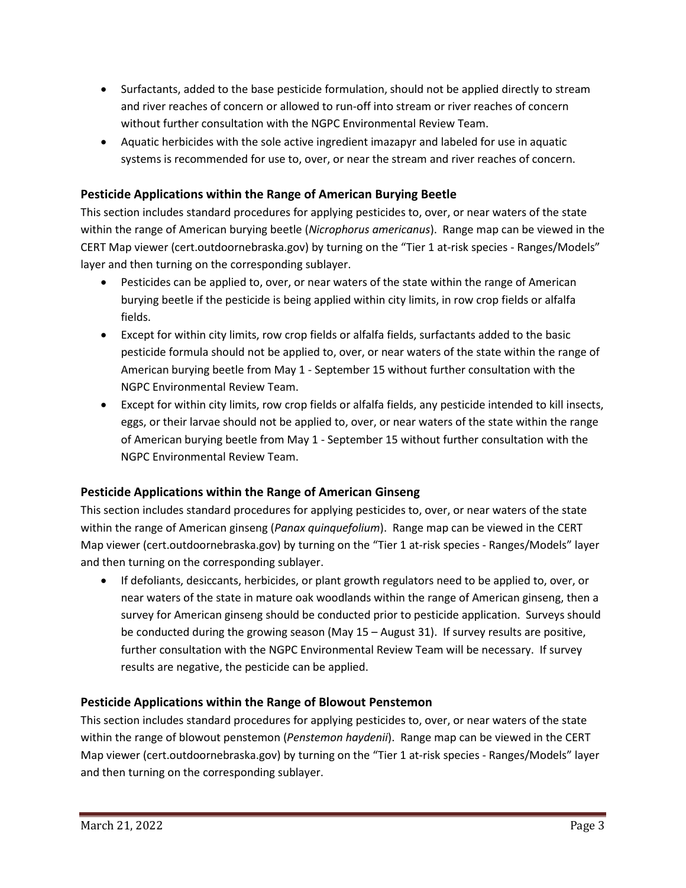- Surfactants, added to the base pesticide formulation, should not be applied directly to stream and river reaches of concern or allowed to run-off into stream or river reaches of concern without further consultation with the NGPC Environmental Review Team.
- Aquatic herbicides with the sole active ingredient imazapyr and labeled for use in aquatic systems is recommended for use to, over, or near the stream and river reaches of concern.

### Pesticide Applications within the Range of American Burying Beetle

This section includes standard procedures for applying pesticides to, over, or near waters of the state within the range of American burying beetle (*Nicrophorus americanus*). Range map can be viewed in the CERT Map viewer (cert.outdoornebraska.gov) by turning on the "Tier 1 at-risk species - Ranges/Models" layer and then turning on the corresponding sublayer.

- Pesticides can be applied to, over, or near waters of the state within the range of American burying beetle if the pesticide is being applied within city limits, in row crop fields or alfalfa fields.
- Except for within city limits, row crop fields or alfalfa fields, surfactants added to the basic pesticide formula should not be applied to, over, or near waters of the state within the range of American burying beetle from May 1 - September 15 without further consultation with the NGPC Environmental Review Team.
- Except for within city limits, row crop fields or alfalfa fields, any pesticide intended to kill insects, eggs, or their larvae should not be applied to, over, or near waters of the state within the range of American burying beetle from May 1 - September 15 without further consultation with the NGPC Environmental Review Team.

### Pesticide Applications within the Range of American Ginseng

This section includes standard procedures for applying pesticides to, over, or near waters of the state within the range of American ginseng (*Panax quinquefolium*). Range map can be viewed in the CERT Map viewer (cert.outdoornebraska.gov) by turning on the "Tier 1 at-risk species - Ranges/Models" layer and then turning on the corresponding sublayer.

- If defoliants, desiccants, herbicides, or plant growth regulators need to be applied to, over, or near waters of the state in mature oak woodlands within the range of American ginseng, then a survey for American ginseng should be conducted prior to pesticide application. Surveys should be conducted during the growing season (May 15 – August 31). If survey results are positive, further consultation with the NGPC Environmental Review Team will be necessary. If survey results are negative, the pesticide can be applied.

### Pesticide Applications within the Range of Blowout Penstemon

This section includes standard procedures for applying pesticides to, over, or near waters of the state within the range of blowout penstemon (*Penstemon haydenii*). Range map can be viewed in the CERT Map viewer (cert.outdoornebraska.gov) by turning on the "Tier 1 at-risk species - Ranges/Models" layer and then turning on the corresponding sublayer.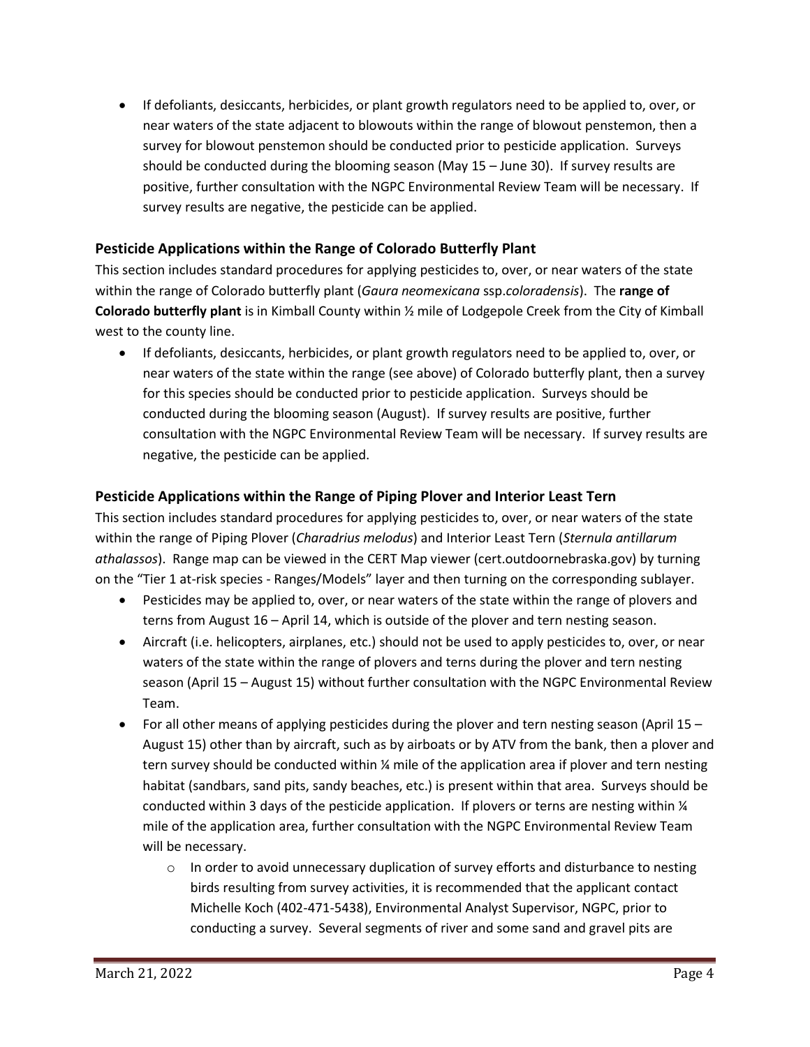- If defoliants, desiccants, herbicides, or plant growth regulators need to be applied to, over, or near waters of the state adjacent to blowouts within the range of blowout penstemon, then a survey for blowout penstemon should be conducted prior to pesticide application. Surveys should be conducted during the blooming season (May 15 – June 30). If survey results are positive, further consultation with the NGPC Environmental Review Team will be necessary. If survey results are negative, the pesticide can be applied.

### Pesticide Applications within the Range of Colorado Butterfly Plant

This section includes standard procedures for applying pesticides to, over, or near waters of the state within the range of Colorado butterfly plant (*Gaura neomexicana* ssp.*coloradensis*). The **range of Colorado butterfly plant** is in Kimball County within ½ mile of Lodgepole Creek from the City of Kimball west to the county line.

- If defoliants, desiccants, herbicides, or plant growth regulators need to be applied to, over, or near waters of the state within the range (see above) of Colorado butterfly plant, then a survey for this species should be conducted prior to pesticide application. Surveys should be conducted during the blooming season (August). If survey results are positive, further consultation with the NGPC Environmental Review Team will be necessary. If survey results are negative, the pesticide can be applied.

### Pesticide Applications within the Range of Piping Plover and Interior Least Tern

This section includes standard procedures for applying pesticides to, over, or near waters of the state within the range of Piping Plover (*Charadrius melodus*) and Interior Least Tern (*Sternula antillarum athalassos*). Range map can be viewed in the CERT Map viewer (cert.outdoornebraska.gov) by turning on the "Tier 1 at-risk species - Ranges/Models" layer and then turning on the corresponding sublayer.

- Pesticides may be applied to, over, or near waters of the state within the range of plovers and terns from August 16 – April 14, which is outside of the plover and tern nesting season.
- Aircraft (i.e. helicopters, airplanes, etc.) should not be used to apply pesticides to, over, or near waters of the state within the range of plovers and terns during the plover and tern nesting season (April 15 – August 15) without further consultation with the NGPC Environmental Review Team.
- For all other means of applying pesticides during the plover and tern nesting season (April 15 – August 15) other than by aircraft, such as by airboats or by ATV from the bank, then a plover and tern survey should be conducted within ¼ mile of the application area if plover and tern nesting habitat (sandbars, sand pits, sandy beaches, etc.) is present within that area. Surveys should be conducted within 3 days of the pesticide application. If plovers or terns are nesting within ¼ mile of the application area, further consultation with the NGPC Environmental Review Team will be necessary.
  - In order to avoid unnecessary duplication of survey efforts and disturbance to nesting birds resulting from survey activities, it is recommended that the applicant contact Michelle Koch (402-471-5438), Environmental Analyst Supervisor, NGPC, prior to conducting a survey. Several segments of river and some sand and gravel pits are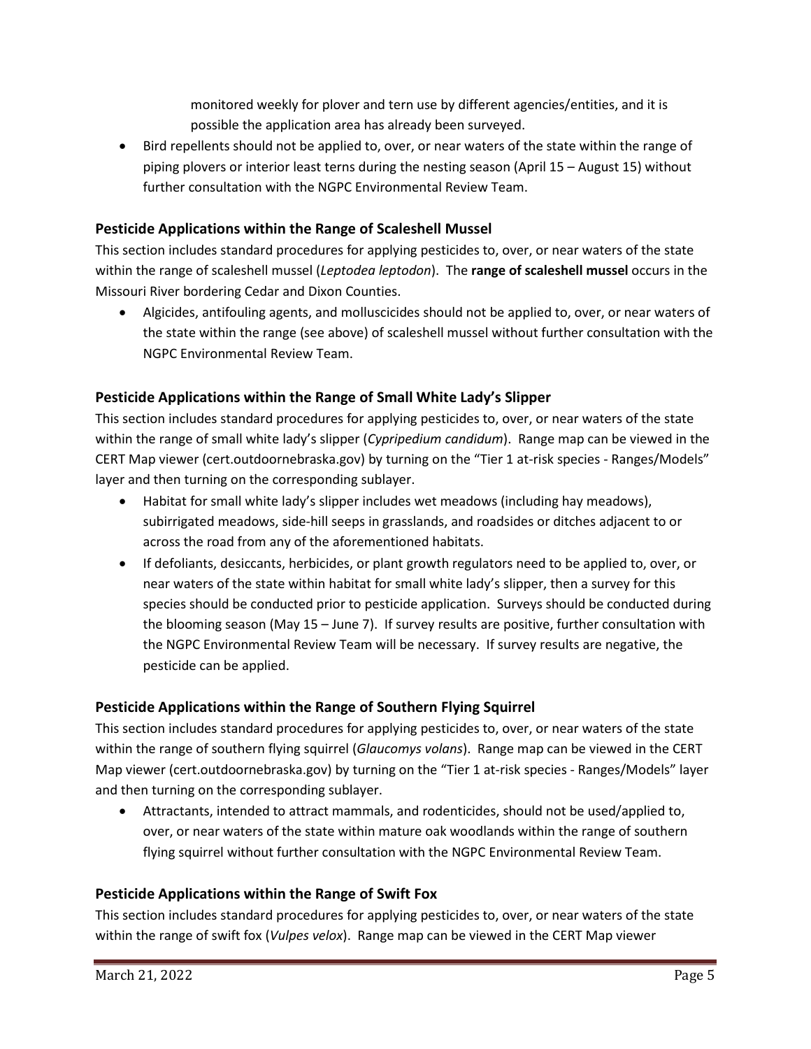monitored weekly for plover and tern use by different agencies/entities, and it is possible the application area has already been surveyed.

- Bird repellents should not be applied to, over, or near waters of the state within the range of piping plovers or interior least terns during the nesting season (April 15 – August 15) without further consultation with the NGPC Environmental Review Team.

### Pesticide Applications within the Range of Scaleshell Mussel

This section includes standard procedures for applying pesticides to, over, or near waters of the state within the range of scaleshell mussel (*Leptodea leptodon*). The **range of scaleshell mussel** occurs in the Missouri River bordering Cedar and Dixon Counties.

- Algicides, antifouling agents, and molluscicides should not be applied to, over, or near waters of the state within the range (see above) of scaleshell mussel without further consultation with the NGPC Environmental Review Team.

### Pesticide Applications within the Range of Small White Lady's Slipper

This section includes standard procedures for applying pesticides to, over, or near waters of the state within the range of small white lady's slipper (*Cypripedium candidum*). Range map can be viewed in the CERT Map viewer (cert.outdoornebraska.gov) by turning on the "Tier 1 at-risk species - Ranges/Models" layer and then turning on the corresponding sublayer.

- Habitat for small white lady's slipper includes wet meadows (including hay meadows), subirrigated meadows, side-hill seeps in grasslands, and roadsides or ditches adjacent to or across the road from any of the aforementioned habitats.
- If defoliants, desiccants, herbicides, or plant growth regulators need to be applied to, over, or near waters of the state within habitat for small white lady's slipper, then a survey for this species should be conducted prior to pesticide application. Surveys should be conducted during the blooming season (May 15 – June 7). If survey results are positive, further consultation with the NGPC Environmental Review Team will be necessary. If survey results are negative, the pesticide can be applied.

### Pesticide Applications within the Range of Southern Flying Squirrel

This section includes standard procedures for applying pesticides to, over, or near waters of the state within the range of southern flying squirrel (*Glaucomys volans*). Range map can be viewed in the CERT Map viewer (cert.outdoornebraska.gov) by turning on the "Tier 1 at-risk species - Ranges/Models" layer and then turning on the corresponding sublayer.

- Attractants, intended to attract mammals, and rodenticides, should not be used/applied to, over, or near waters of the state within mature oak woodlands within the range of southern flying squirrel without further consultation with the NGPC Environmental Review Team.

### Pesticide Applications within the Range of Swift Fox

This section includes standard procedures for applying pesticides to, over, or near waters of the state within the range of swift fox (*Vulpes velox*). Range map can be viewed in the CERT Map viewer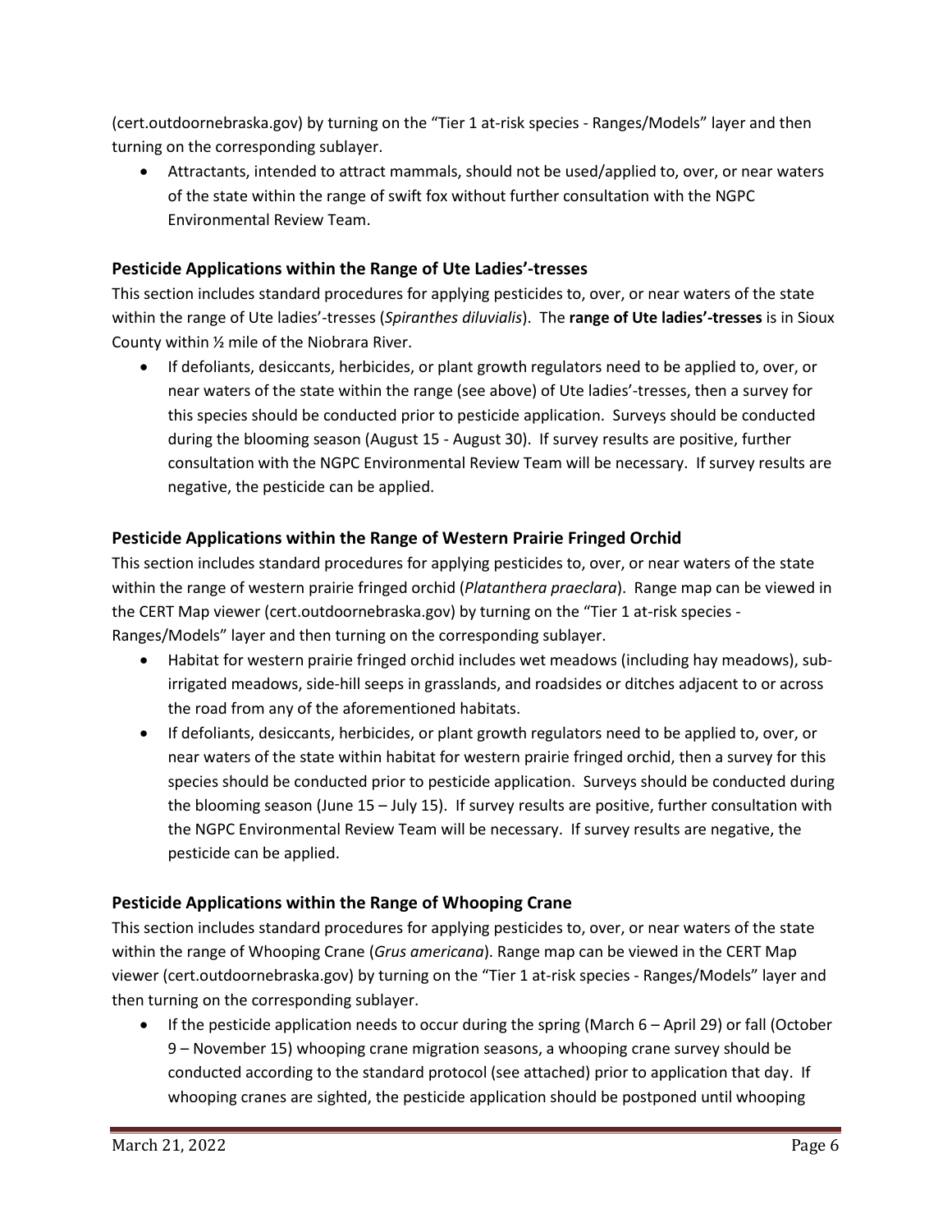(cert.outdoornebraska.gov) by turning on the "Tier 1 at-risk species - Ranges/Models" layer and then turning on the corresponding sublayer.

- Attractants, intended to attract mammals, should not be used/applied to, over, or near waters of the state within the range of swift fox without further consultation with the NGPC Environmental Review Team.

### Pesticide Applications within the Range of Ute Ladies'-tresses

This section includes standard procedures for applying pesticides to, over, or near waters of the state within the range of Ute ladies'-tresses (*Spiranthes diluvialis*). The **range of Ute ladies'-tresses** is in Sioux County within ½ mile of the Niobrara River.

- If defoliants, desiccants, herbicides, or plant growth regulators need to be applied to, over, or near waters of the state within the range (see above) of Ute ladies'-tresses, then a survey for this species should be conducted prior to pesticide application. Surveys should be conducted during the blooming season (August 15 - August 30). If survey results are positive, further consultation with the NGPC Environmental Review Team will be necessary. If survey results are negative, the pesticide can be applied.

### Pesticide Applications within the Range of Western Prairie Fringed Orchid

This section includes standard procedures for applying pesticides to, over, or near waters of the state within the range of western prairie fringed orchid (*Platanthera praeclara*). Range map can be viewed in the CERT Map viewer (cert.outdoornebraska.gov) by turning on the "Tier 1 at-risk species - Ranges/Models" layer and then turning on the corresponding sublayer.

- Habitat for western prairie fringed orchid includes wet meadows (including hay meadows), sub-irrigated meadows, side-hill seeps in grasslands, and roadsides or ditches adjacent to or across the road from any of the aforementioned habitats.
- If defoliants, desiccants, herbicides, or plant growth regulators need to be applied to, over, or near waters of the state within habitat for western prairie fringed orchid, then a survey for this species should be conducted prior to pesticide application. Surveys should be conducted during the blooming season (June 15 – July 15). If survey results are positive, further consultation with the NGPC Environmental Review Team will be necessary. If survey results are negative, the pesticide can be applied.

### Pesticide Applications within the Range of Whooping Crane

This section includes standard procedures for applying pesticides to, over, or near waters of the state within the range of Whooping Crane (*Grus americana*). Range map can be viewed in the CERT Map viewer (cert.outdoornebraska.gov) by turning on the "Tier 1 at-risk species - Ranges/Models" layer and then turning on the corresponding sublayer.

- If the pesticide application needs to occur during the spring (March 6 – April 29) or fall (October 9 – November 15) whooping crane migration seasons, a whooping crane survey should be conducted according to the standard protocol (see attached) prior to application that day. If whooping cranes are sighted, the pesticide application should be postponed until whooping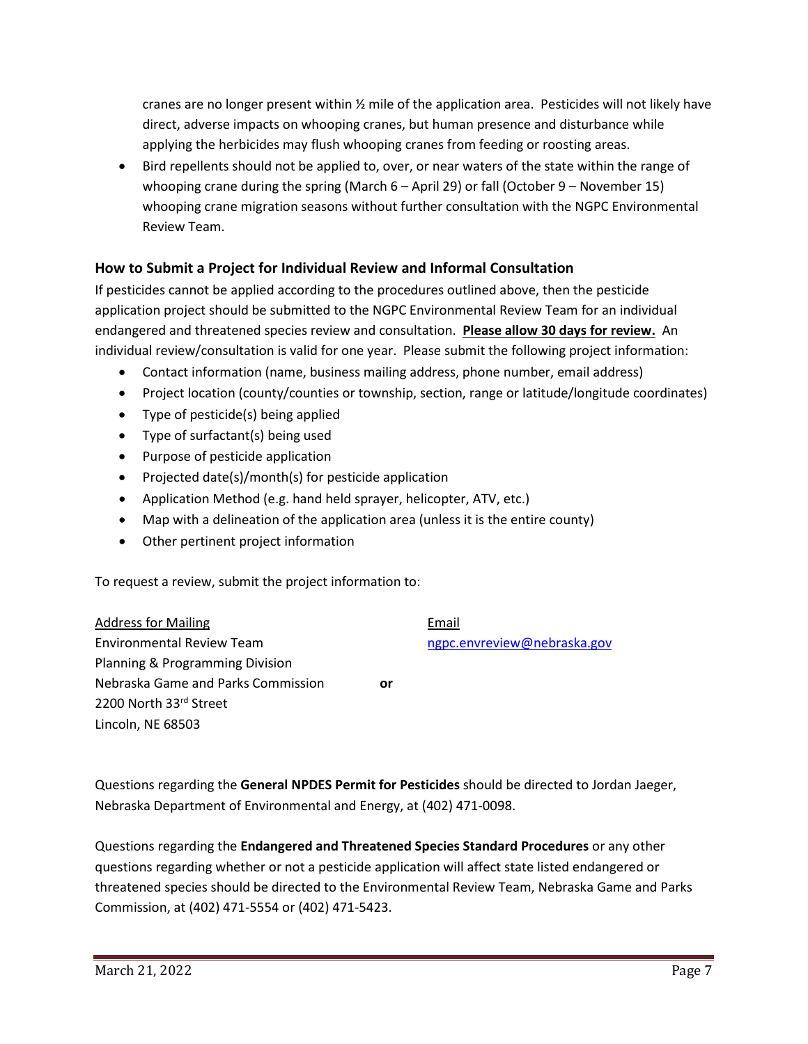cranes are no longer present within ½ mile of the application area. Pesticides will not likely have direct, adverse impacts on whooping cranes, but human presence and disturbance while applying the herbicides may flush whooping cranes from feeding or roosting areas.

- Bird repellents should not be applied to, over, or near waters of the state within the range of whooping crane during the spring (March 6 – April 29) or fall (October 9 – November 15) whooping crane migration seasons without further consultation with the NGPC Environmental Review Team.

### How to Submit a Project for Individual Review and Informal Consultation

If pesticides cannot be applied according to the procedures outlined above, then the pesticide application project should be submitted to the NGPC Environmental Review Team for an individual endangered and threatened species review and consultation. **Please allow 30 days for review.** An individual review/consultation is valid for one year. Please submit the following project information:

- Contact information (name, business mailing address, phone number, email address)
- Project location (county/counties or township, section, range or latitude/longitude coordinates)
- Type of pesticide(s) being applied
- Type of surfactant(s) being used
- Purpose of pesticide application
- Projected date(s)/month(s) for pesticide application
- Application Method (e.g. hand held sprayer, helicopter, ATV, etc.)
- Map with a delineation of the application area (unless it is the entire county)
- Other pertinent project information

To request a review, submit the project information to:

Address for Mailing
Environmental Review Team
Planning & Programming Division
Nebraska Game and Parks Commission
2200 North 33rd Street
Lincoln, NE 68503

**or**

Email
ngpc.envreview@nebraska.gov

Questions regarding the **General NPDES Permit for Pesticides** should be directed to Jordan Jaeger, Nebraska Department of Environmental and Energy, at (402) 471-0098.

Questions regarding the **Endangered and Threatened Species Standard Procedures** or any other questions regarding whether or not a pesticide application will affect state listed endangered or threatened species should be directed to the Environmental Review Team, Nebraska Game and Parks Commission, at (402) 471-5554 or (402) 471-5423.